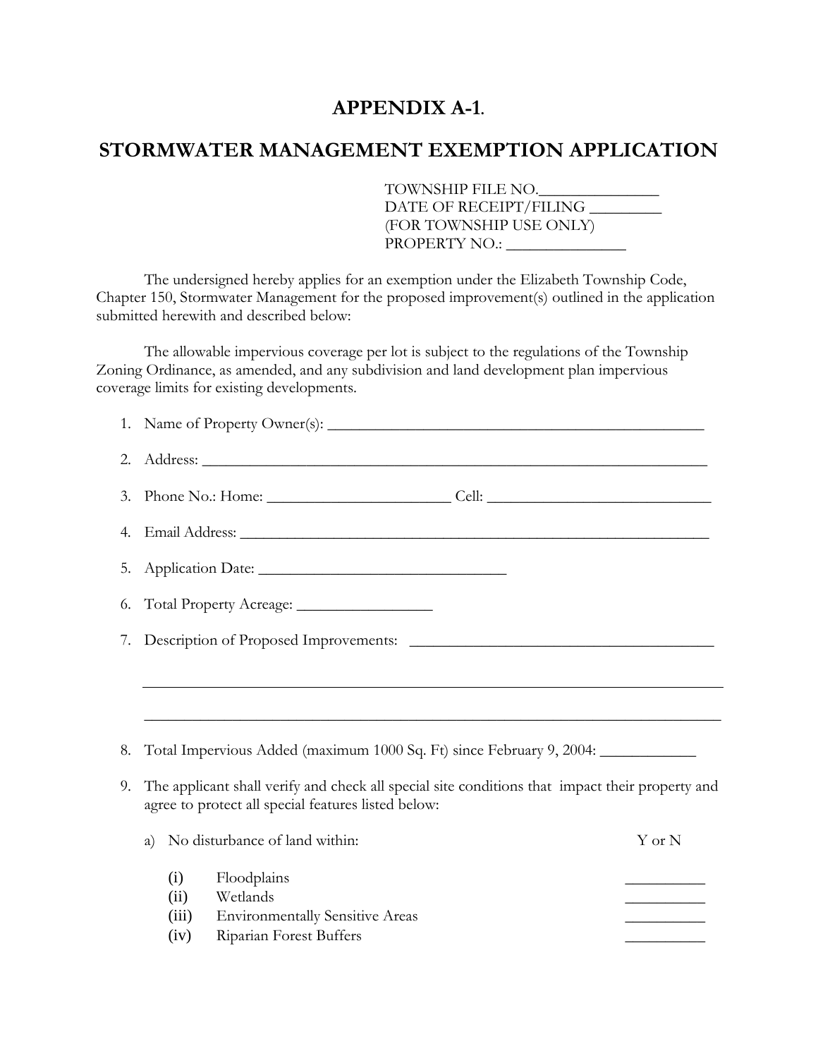# APPENDIX A-1.

## STORMWATER MANAGEMENT EXEMPTION APPLICATION

TOWNSHIP FILE NO.______________
DATE OF RECEIPT/FILING _________
(FOR TOWNSHIP USE ONLY)
PROPERTY NO.: _______________

The undersigned hereby applies for an exemption under the Elizabeth Township Code, Chapter 150, Stormwater Management for the proposed improvement(s) outlined in the application submitted herewith and described below:

The allowable impervious coverage per lot is subject to the regulations of the Township Zoning Ordinance, as amended, and any subdivision and land development plan impervious coverage limits for existing developments.

1. Name of Property Owner(s): _______________________________________________
2. Address: _____________________________________________________________
3. Phone No.: Home: _______________________ Cell: ___________________________
4. Email Address: ________________________________________________________
5. Application Date: ________________________________
6. Total Property Acreage: _________________
7. Description of Proposed Improvements: ______________________________________

   _____________________________________________________________________________

   _____________________________________________________________________________

8. Total Impervious Added (maximum 1000 Sq. Ft) since February 9, 2004: ____________
9. The applicant shall verify and check all special site conditions that impact their property and agree to protect all special features listed below:

   a) No disturbance of land within: Y or N

      (i) Floodplains __________
      (ii) Wetlands __________
      (iii) Environmentally Sensitive Areas __________
      (iv) Riparian Forest Buffers __________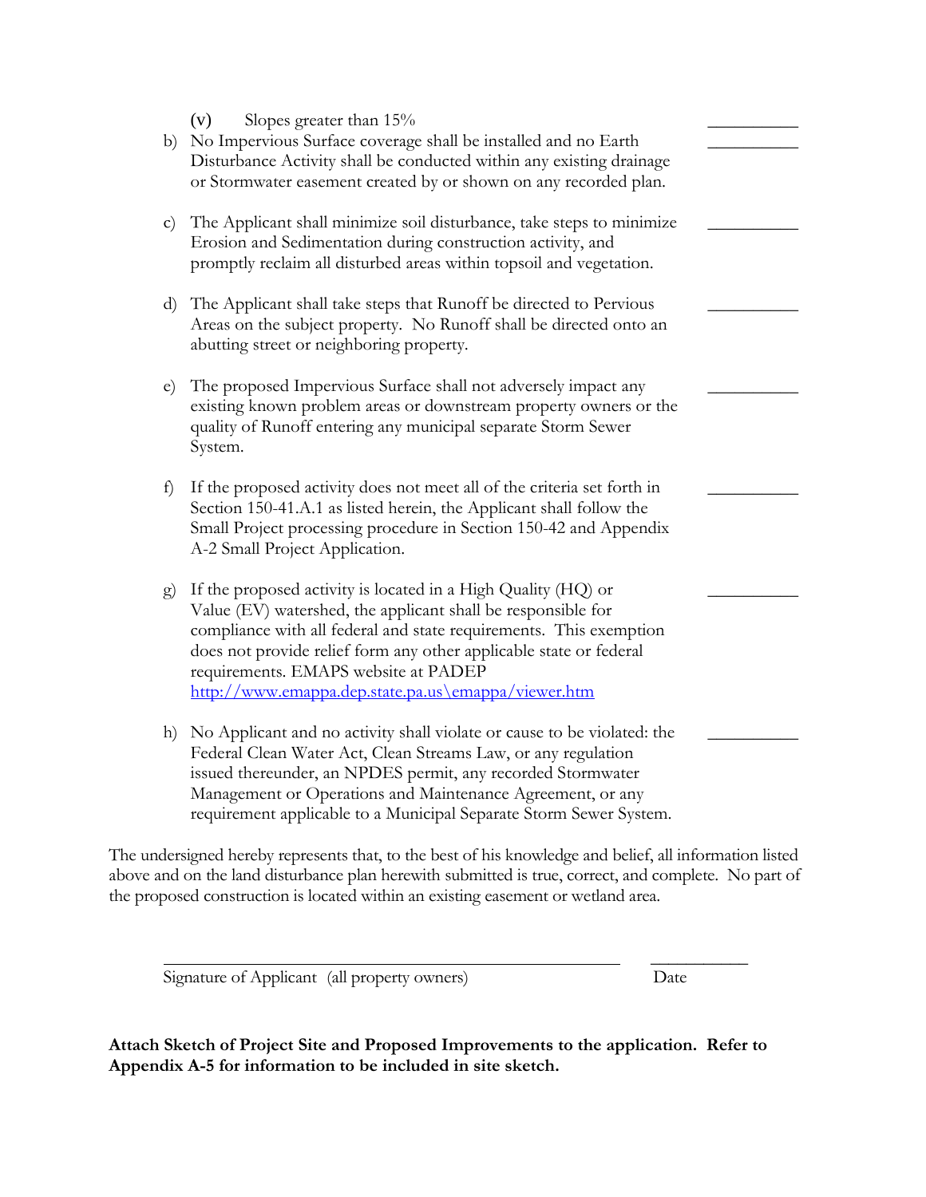(v) Slopes greater than 15% \_\_\_\_\_\_\_\_\_\_

b) No Impervious Surface coverage shall be installed and no Earth Disturbance Activity shall be conducted within any existing drainage or Stormwater easement created by or shown on any recorded plan. \_\_\_\_\_\_\_\_\_\_

c) The Applicant shall minimize soil disturbance, take steps to minimize Erosion and Sedimentation during construction activity, and promptly reclaim all disturbed areas within topsoil and vegetation. \_\_\_\_\_\_\_\_\_\_

d) The Applicant shall take steps that Runoff be directed to Pervious Areas on the subject property. No Runoff shall be directed onto an abutting street or neighboring property. \_\_\_\_\_\_\_\_\_\_

e) The proposed Impervious Surface shall not adversely impact any existing known problem areas or downstream property owners or the quality of Runoff entering any municipal separate Storm Sewer System. \_\_\_\_\_\_\_\_\_\_

f) If the proposed activity does not meet all of the criteria set forth in Section 150-41.A.1 as listed herein, the Applicant shall follow the Small Project processing procedure in Section 150-42 and Appendix A-2 Small Project Application. \_\_\_\_\_\_\_\_\_\_

g) If the proposed activity is located in a High Quality (HQ) or Value (EV) watershed, the applicant shall be responsible for compliance with all federal and state requirements. This exemption does not provide relief form any other applicable state or federal requirements. EMAPS website at PADEP [http://www.emappa.dep.state.pa.us\emappa/viewer.htm](http://www.emappa.dep.state.pa.us\emappa/viewer.htm) \_\_\_\_\_\_\_\_\_\_

h) No Applicant and no activity shall violate or cause to be violated: the Federal Clean Water Act, Clean Streams Law, or any regulation issued thereunder, an NPDES permit, any recorded Stormwater Management or Operations and Maintenance Agreement, or any requirement applicable to a Municipal Separate Storm Sewer System. \_\_\_\_\_\_\_\_\_\_

The undersigned hereby represents that, to the best of his knowledge and belief, all information listed above and on the land disturbance plan herewith submitted is true, correct, and complete. No part of the proposed construction is located within an existing easement or wetland area.

\_\_\_\_\_\_\_\_\_\_\_\_\_\_\_\_\_\_\_\_\_\_\_\_\_\_\_\_\_\_\_\_\_\_\_\_\_\_\_\_ \_\_\_\_\_\_\_\_\_\_\_

Signature of Applicant (all property owners) Date

**Attach Sketch of Project Site and Proposed Improvements to the application. Refer to Appendix A-5 for information to be included in site sketch.**